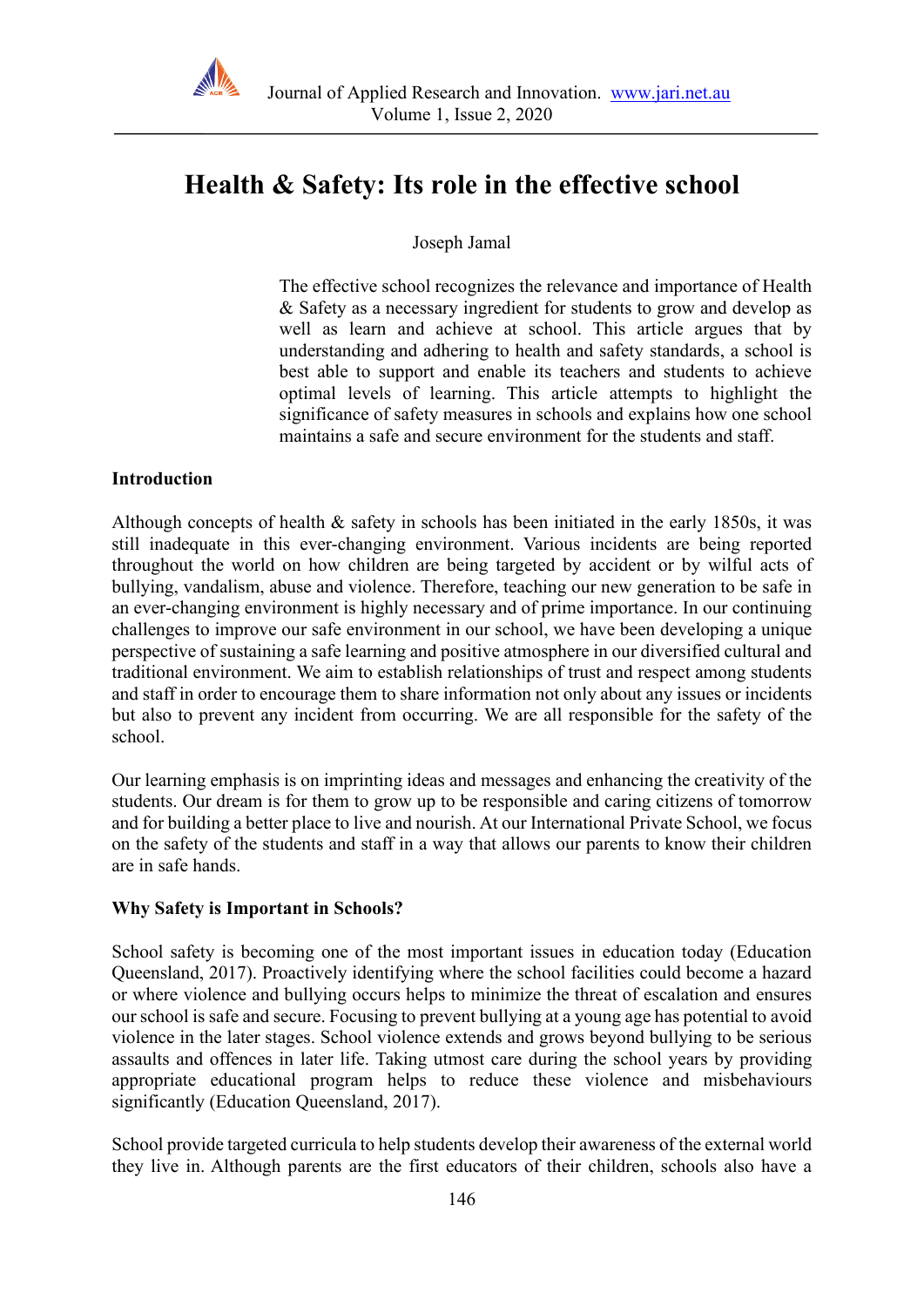# Health & Safety: Its role in the effective school

Joseph Jamal

The effective school recognizes the relevance and importance of Health & Safety as a necessary ingredient for students to grow and develop as well as learn and achieve at school. This article argues that by understanding and adhering to health and safety standards, a school is best able to support and enable its teachers and students to achieve optimal levels of learning. This article attempts to highlight the significance of safety measures in schools and explains how one school maintains a safe and secure environment for the students and staff.

## Introduction

Although concepts of health & safety in schools has been initiated in the early 1850s, it was still inadequate in this ever-changing environment. Various incidents are being reported throughout the world on how children are being targeted by accident or by wilful acts of bullying, vandalism, abuse and violence. Therefore, teaching our new generation to be safe in an ever-changing environment is highly necessary and of prime importance. In our continuing challenges to improve our safe environment in our school, we have been developing a unique perspective of sustaining a safe learning and positive atmosphere in our diversified cultural and traditional environment. We aim to establish relationships of trust and respect among students and staff in order to encourage them to share information not only about any issues or incidents but also to prevent any incident from occurring. We are all responsible for the safety of the school.

Our learning emphasis is on imprinting ideas and messages and enhancing the creativity of the students. Our dream is for them to grow up to be responsible and caring citizens of tomorrow and for building a better place to live and nourish. At our International Private School, we focus on the safety of the students and staff in a way that allows our parents to know their children are in safe hands.

## Why Safety is Important in Schools?

School safety is becoming one of the most important issues in education today (Education Queensland, 2017). Proactively identifying where the school facilities could become a hazard or where violence and bullying occurs helps to minimize the threat of escalation and ensures our school is safe and secure. Focusing to prevent bullying at a young age has potential to avoid violence in the later stages. School violence extends and grows beyond bullying to be serious assaults and offences in later life. Taking utmost care during the school years by providing appropriate educational program helps to reduce these violence and misbehaviours significantly (Education Queensland, 2017).

School provide targeted curricula to help students develop their awareness of the external world they live in. Although parents are the first educators of their children, schools also have a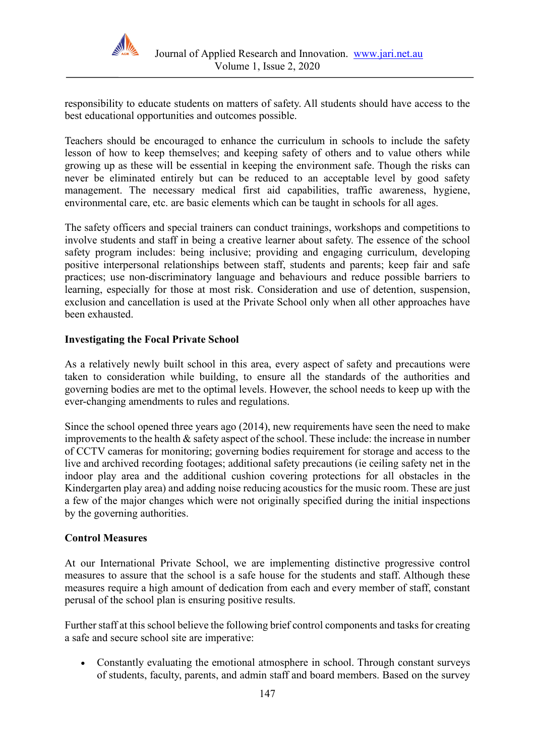responsibility to educate students on matters of safety. All students should have access to the best educational opportunities and outcomes possible.

Teachers should be encouraged to enhance the curriculum in schools to include the safety lesson of how to keep themselves; and keeping safety of others and to value others while growing up as these will be essential in keeping the environment safe. Though the risks can never be eliminated entirely but can be reduced to an acceptable level by good safety management. The necessary medical first aid capabilities, traffic awareness, hygiene, environmental care, etc. are basic elements which can be taught in schools for all ages.

The safety officers and special trainers can conduct trainings, workshops and competitions to involve students and staff in being a creative learner about safety. The essence of the school safety program includes: being inclusive; providing and engaging curriculum, developing positive interpersonal relationships between staff, students and parents; keep fair and safe practices; use non-discriminatory language and behaviours and reduce possible barriers to learning, especially for those at most risk. Consideration and use of detention, suspension, exclusion and cancellation is used at the Private School only when all other approaches have been exhausted.

**Investigating the Focal Private School**

As a relatively newly built school in this area, every aspect of safety and precautions were taken to consideration while building, to ensure all the standards of the authorities and governing bodies are met to the optimal levels. However, the school needs to keep up with the ever-changing amendments to rules and regulations.

Since the school opened three years ago (2014), new requirements have seen the need to make improvements to the health & safety aspect of the school. These include: the increase in number of CCTV cameras for monitoring; governing bodies requirement for storage and access to the live and archived recording footages; additional safety precautions (ie ceiling safety net in the indoor play area and the additional cushion covering protections for all obstacles in the Kindergarten play area) and adding noise reducing acoustics for the music room. These are just a few of the major changes which were not originally specified during the initial inspections by the governing authorities.

**Control Measures**

At our International Private School, we are implementing distinctive progressive control measures to assure that the school is a safe house for the students and staff. Although these measures require a high amount of dedication from each and every member of staff, constant perusal of the school plan is ensuring positive results.

Further staff at this school believe the following brief control components and tasks for creating a safe and secure school site are imperative:

- Constantly evaluating the emotional atmosphere in school. Through constant surveys of students, faculty, parents, and admin staff and board members. Based on the survey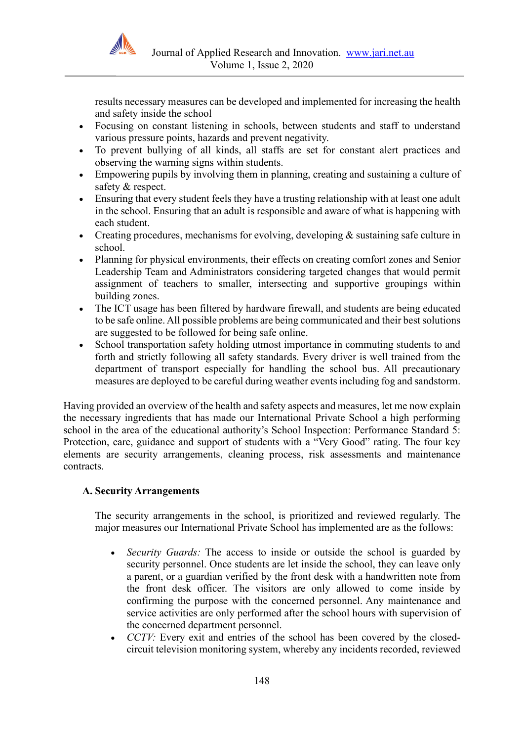results necessary measures can be developed and implemented for increasing the health and safety inside the school

- Focusing on constant listening in schools, between students and staff to understand various pressure points, hazards and prevent negativity.
- To prevent bullying of all kinds, all staffs are set for constant alert practices and observing the warning signs within students.
- Empowering pupils by involving them in planning, creating and sustaining a culture of safety & respect.
- Ensuring that every student feels they have a trusting relationship with at least one adult in the school. Ensuring that an adult is responsible and aware of what is happening with each student.
- Creating procedures, mechanisms for evolving, developing & sustaining safe culture in school.
- Planning for physical environments, their effects on creating comfort zones and Senior Leadership Team and Administrators considering targeted changes that would permit assignment of teachers to smaller, intersecting and supportive groupings within building zones.
- The ICT usage has been filtered by hardware firewall, and students are being educated to be safe online. All possible problems are being communicated and their best solutions are suggested to be followed for being safe online.
- School transportation safety holding utmost importance in commuting students to and forth and strictly following all safety standards. Every driver is well trained from the department of transport especially for handling the school bus. All precautionary measures are deployed to be careful during weather events including fog and sandstorm.

Having provided an overview of the health and safety aspects and measures, let me now explain the necessary ingredients that has made our International Private School a high performing school in the area of the educational authority's School Inspection: Performance Standard 5: Protection, care, guidance and support of students with a "Very Good" rating. The four key elements are security arrangements, cleaning process, risk assessments and maintenance contracts.

### A. Security Arrangements

The security arrangements in the school, is prioritized and reviewed regularly. The major measures our International Private School has implemented are as the follows:

- *Security Guards:* The access to inside or outside the school is guarded by security personnel. Once students are let inside the school, they can leave only a parent, or a guardian verified by the front desk with a handwritten note from the front desk officer. The visitors are only allowed to come inside by confirming the purpose with the concerned personnel. Any maintenance and service activities are only performed after the school hours with supervision of the concerned department personnel.
- *CCTV:* Every exit and entries of the school has been covered by the closed-circuit television monitoring system, whereby any incidents recorded, reviewed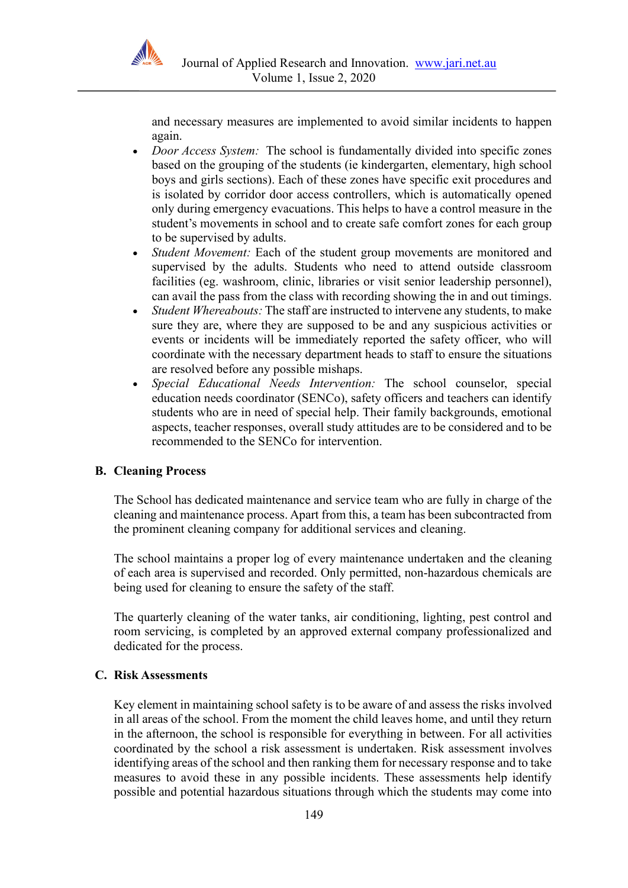and necessary measures are implemented to avoid similar incidents to happen again.

- *Door Access System:* The school is fundamentally divided into specific zones based on the grouping of the students (ie kindergarten, elementary, high school boys and girls sections). Each of these zones have specific exit procedures and is isolated by corridor door access controllers, which is automatically opened only during emergency evacuations. This helps to have a control measure in the student's movements in school and to create safe comfort zones for each group to be supervised by adults.
- *Student Movement:* Each of the student group movements are monitored and supervised by the adults. Students who need to attend outside classroom facilities (eg. washroom, clinic, libraries or visit senior leadership personnel), can avail the pass from the class with recording showing the in and out timings.
- *Student Whereabouts:* The staff are instructed to intervene any students, to make sure they are, where they are supposed to be and any suspicious activities or events or incidents will be immediately reported the safety officer, who will coordinate with the necessary department heads to staff to ensure the situations are resolved before any possible mishaps.
- *Special Educational Needs Intervention:* The school counselor, special education needs coordinator (SENCo), safety officers and teachers can identify students who are in need of special help. Their family backgrounds, emotional aspects, teacher responses, overall study attitudes are to be considered and to be recommended to the SENCo for intervention.

### B. Cleaning Process

The School has dedicated maintenance and service team who are fully in charge of the cleaning and maintenance process. Apart from this, a team has been subcontracted from the prominent cleaning company for additional services and cleaning.

The school maintains a proper log of every maintenance undertaken and the cleaning of each area is supervised and recorded. Only permitted, non-hazardous chemicals are being used for cleaning to ensure the safety of the staff.

The quarterly cleaning of the water tanks, air conditioning, lighting, pest control and room servicing, is completed by an approved external company professionalized and dedicated for the process.

### C. Risk Assessments

Key element in maintaining school safety is to be aware of and assess the risks involved in all areas of the school. From the moment the child leaves home, and until they return in the afternoon, the school is responsible for everything in between. For all activities coordinated by the school a risk assessment is undertaken. Risk assessment involves identifying areas of the school and then ranking them for necessary response and to take measures to avoid these in any possible incidents. These assessments help identify possible and potential hazardous situations through which the students may come into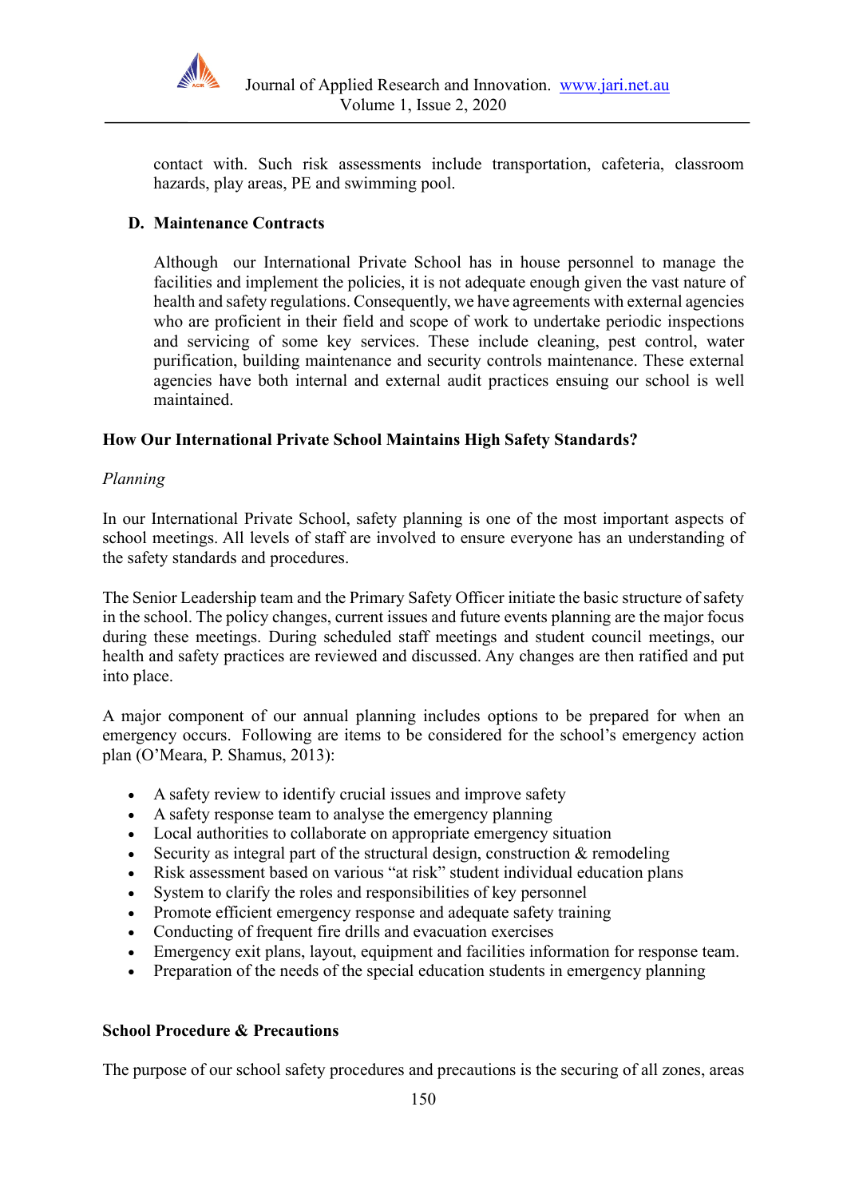contact with. Such risk assessments include transportation, cafeteria, classroom hazards, play areas, PE and swimming pool.

### D. Maintenance Contracts

Although our International Private School has in house personnel to manage the facilities and implement the policies, it is not adequate enough given the vast nature of health and safety regulations. Consequently, we have agreements with external agencies who are proficient in their field and scope of work to undertake periodic inspections and servicing of some key services. These include cleaning, pest control, water purification, building maintenance and security controls maintenance. These external agencies have both internal and external audit practices ensuing our school is well maintained.

## How Our International Private School Maintains High Safety Standards?

*Planning*

In our International Private School, safety planning is one of the most important aspects of school meetings. All levels of staff are involved to ensure everyone has an understanding of the safety standards and procedures.

The Senior Leadership team and the Primary Safety Officer initiate the basic structure of safety in the school. The policy changes, current issues and future events planning are the major focus during these meetings. During scheduled staff meetings and student council meetings, our health and safety practices are reviewed and discussed. Any changes are then ratified and put into place.

A major component of our annual planning includes options to be prepared for when an emergency occurs. Following are items to be considered for the school's emergency action plan (O'Meara, P. Shamus, 2013):

- A safety review to identify crucial issues and improve safety
- A safety response team to analyse the emergency planning
- Local authorities to collaborate on appropriate emergency situation
- Security as integral part of the structural design, construction & remodeling
- Risk assessment based on various "at risk" student individual education plans
- System to clarify the roles and responsibilities of key personnel
- Promote efficient emergency response and adequate safety training
- Conducting of frequent fire drills and evacuation exercises
- Emergency exit plans, layout, equipment and facilities information for response team.
- Preparation of the needs of the special education students in emergency planning

## School Procedure & Precautions

The purpose of our school safety procedures and precautions is the securing of all zones, areas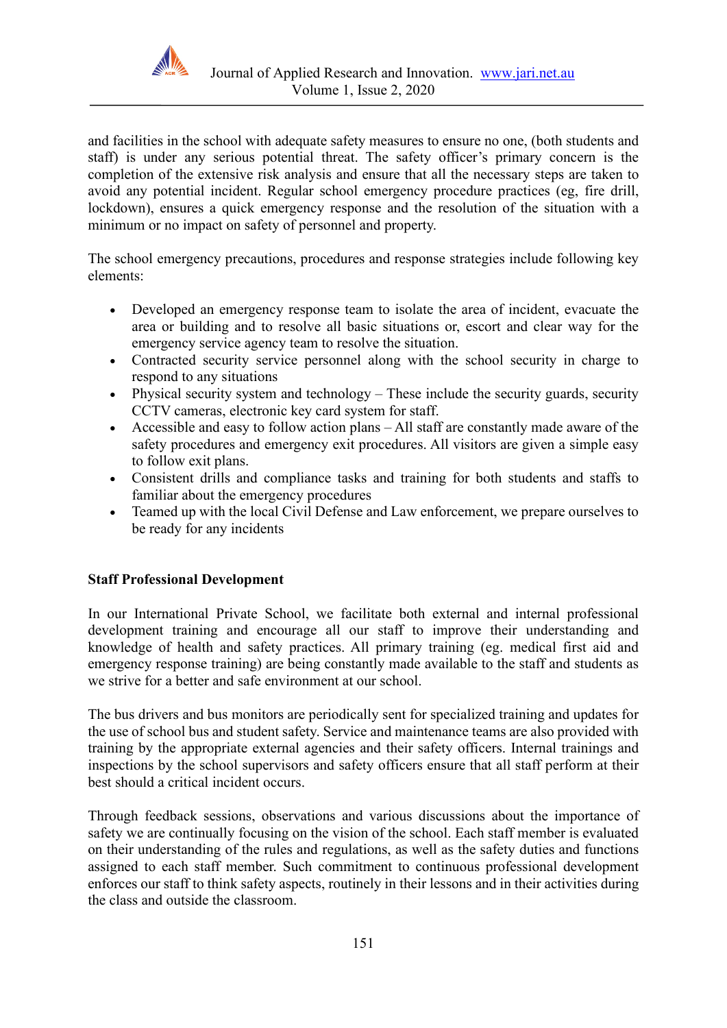and facilities in the school with adequate safety measures to ensure no one, (both students and staff) is under any serious potential threat. The safety officer's primary concern is the completion of the extensive risk analysis and ensure that all the necessary steps are taken to avoid any potential incident. Regular school emergency procedure practices (eg, fire drill, lockdown), ensures a quick emergency response and the resolution of the situation with a minimum or no impact on safety of personnel and property.

The school emergency precautions, procedures and response strategies include following key elements:

- Developed an emergency response team to isolate the area of incident, evacuate the area or building and to resolve all basic situations or, escort and clear way for the emergency service agency team to resolve the situation.
- Contracted security service personnel along with the school security in charge to respond to any situations
- Physical security system and technology – These include the security guards, security CCTV cameras, electronic key card system for staff.
- Accessible and easy to follow action plans – All staff are constantly made aware of the safety procedures and emergency exit procedures. All visitors are given a simple easy to follow exit plans.
- Consistent drills and compliance tasks and training for both students and staffs to familiar about the emergency procedures
- Teamed up with the local Civil Defense and Law enforcement, we prepare ourselves to be ready for any incidents

**Staff Professional Development**

In our International Private School, we facilitate both external and internal professional development training and encourage all our staff to improve their understanding and knowledge of health and safety practices. All primary training (eg. medical first aid and emergency response training) are being constantly made available to the staff and students as we strive for a better and safe environment at our school.

The bus drivers and bus monitors are periodically sent for specialized training and updates for the use of school bus and student safety. Service and maintenance teams are also provided with training by the appropriate external agencies and their safety officers. Internal trainings and inspections by the school supervisors and safety officers ensure that all staff perform at their best should a critical incident occurs.

Through feedback sessions, observations and various discussions about the importance of safety we are continually focusing on the vision of the school. Each staff member is evaluated on their understanding of the rules and regulations, as well as the safety duties and functions assigned to each staff member. Such commitment to continuous professional development enforces our staff to think safety aspects, routinely in their lessons and in their activities during the class and outside the classroom.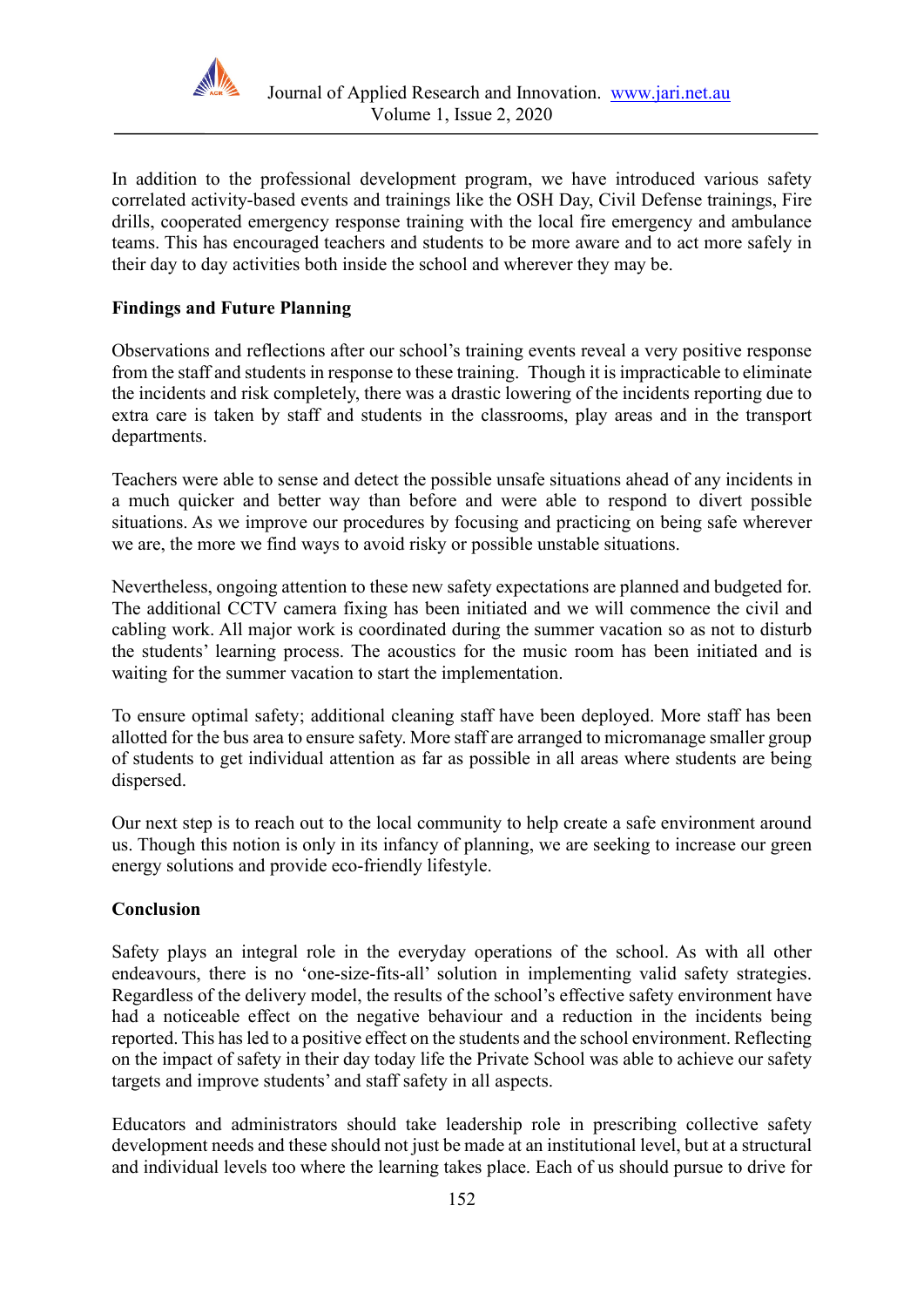In addition to the professional development program, we have introduced various safety correlated activity-based events and trainings like the OSH Day, Civil Defense trainings, Fire drills, cooperated emergency response training with the local fire emergency and ambulance teams. This has encouraged teachers and students to be more aware and to act more safely in their day to day activities both inside the school and wherever they may be.

**Findings and Future Planning**

Observations and reflections after our school's training events reveal a very positive response from the staff and students in response to these training. Though it is impracticable to eliminate the incidents and risk completely, there was a drastic lowering of the incidents reporting due to extra care is taken by staff and students in the classrooms, play areas and in the transport departments.

Teachers were able to sense and detect the possible unsafe situations ahead of any incidents in a much quicker and better way than before and were able to respond to divert possible situations. As we improve our procedures by focusing and practicing on being safe wherever we are, the more we find ways to avoid risky or possible unstable situations.

Nevertheless, ongoing attention to these new safety expectations are planned and budgeted for. The additional CCTV camera fixing has been initiated and we will commence the civil and cabling work. All major work is coordinated during the summer vacation so as not to disturb the students' learning process. The acoustics for the music room has been initiated and is waiting for the summer vacation to start the implementation.

To ensure optimal safety; additional cleaning staff have been deployed. More staff has been allotted for the bus area to ensure safety. More staff are arranged to micromanage smaller group of students to get individual attention as far as possible in all areas where students are being dispersed.

Our next step is to reach out to the local community to help create a safe environment around us. Though this notion is only in its infancy of planning, we are seeking to increase our green energy solutions and provide eco-friendly lifestyle.

**Conclusion**

Safety plays an integral role in the everyday operations of the school. As with all other endeavours, there is no 'one-size-fits-all' solution in implementing valid safety strategies. Regardless of the delivery model, the results of the school's effective safety environment have had a noticeable effect on the negative behaviour and a reduction in the incidents being reported. This has led to a positive effect on the students and the school environment. Reflecting on the impact of safety in their day today life the Private School was able to achieve our safety targets and improve students' and staff safety in all aspects.

Educators and administrators should take leadership role in prescribing collective safety development needs and these should not just be made at an institutional level, but at a structural and individual levels too where the learning takes place. Each of us should pursue to drive for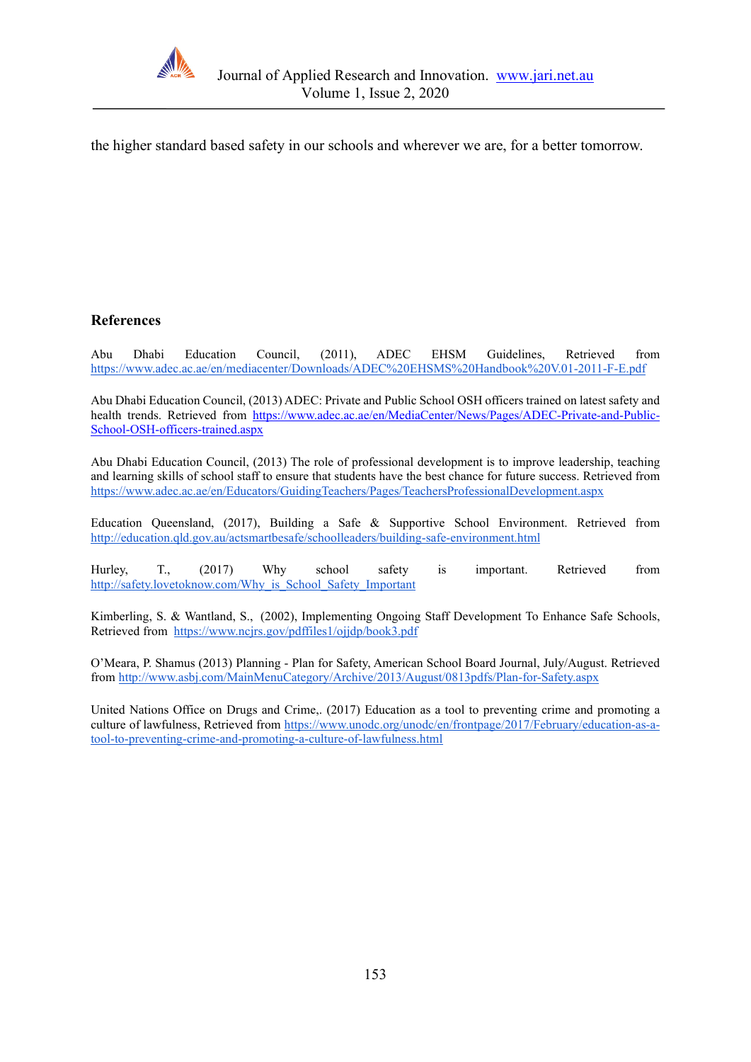the higher standard based safety in our schools and wherever we are, for a better tomorrow.

## References

Abu Dhabi Education Council, (2011), ADEC EHSM Guidelines, Retrieved from https://www.adec.ac.ae/en/mediacenter/Downloads/ADEC%20EHSMS%20Handbook%20V.01-2011-F-E.pdf

Abu Dhabi Education Council, (2013) ADEC: Private and Public School OSH officers trained on latest safety and health trends. Retrieved from https://www.adec.ac.ae/en/MediaCenter/News/Pages/ADEC-Private-and-Public-School-OSH-officers-trained.aspx

Abu Dhabi Education Council, (2013) The role of professional development is to improve leadership, teaching and learning skills of school staff to ensure that students have the best chance for future success. Retrieved from https://www.adec.ac.ae/en/Educators/GuidingTeachers/Pages/TeachersProfessionalDevelopment.aspx

Education Queensland, (2017), Building a Safe & Supportive School Environment. Retrieved from http://education.qld.gov.au/actsmartbesafe/schoolleaders/building-safe-environment.html

Hurley, T., (2017) Why school safety is important. Retrieved from http://safety.lovetoknow.com/Why_is_School_Safety_Important

Kimberling, S. & Wantland, S., (2002), Implementing Ongoing Staff Development To Enhance Safe Schools, Retrieved from https://www.ncjrs.gov/pdffiles1/ojjdp/book3.pdf

O'Meara, P. Shamus (2013) Planning - Plan for Safety, American School Board Journal, July/August. Retrieved from http://www.asbj.com/MainMenuCategory/Archive/2013/August/0813pdfs/Plan-for-Safety.aspx

United Nations Office on Drugs and Crime,. (2017) Education as a tool to preventing crime and promoting a culture of lawfulness, Retrieved from https://www.unodc.org/unodc/en/frontpage/2017/February/education-as-a-tool-to-preventing-crime-and-promoting-a-culture-of-lawfulness.html